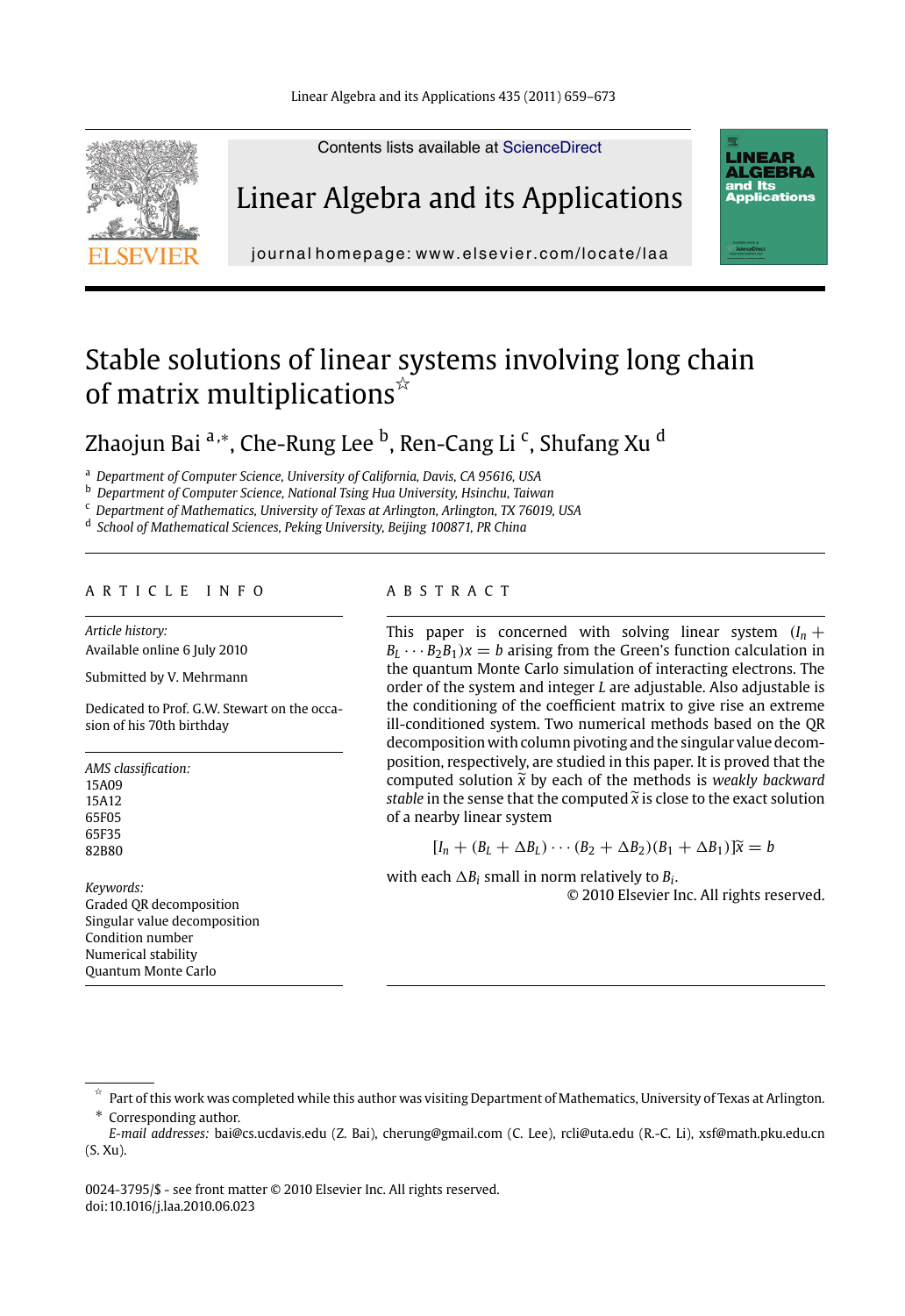# Stable solutions of linear systems involving long chain of matrix multiplications☆

Zhaojun Bai[a,*], Che-Rung Lee[b], Ren-Cang Li[c], Shufang Xu[d]

[a] Department of Computer Science, University of California, Davis, CA 95616, USA
[b] Department of Computer Science, National Tsing Hua University, Hsinchu, Taiwan
[c] Department of Mathematics, University of Texas at Arlington, Arlington, TX 76019, USA
[d] School of Mathematical Sciences, Peking University, Beijing 100871, PR China

## ARTICLE INFO

*Article history:*
Available online 6 July 2010

Submitted by V. Mehrmann

Dedicated to Prof. G.W. Stewart on the occasion of his 70th birthday

*AMS classification:*
15A09
15A12
65F05
65F35
82B80

*Keywords:*
Graded QR decomposition
Singular value decomposition
Condition number
Numerical stability
Quantum Monte Carlo

## ABSTRACT

This paper is concerned with solving linear system $(I_n + B_L \cdots B_2 B_1)x = b$ arising from the Green's function calculation in the quantum Monte Carlo simulation of interacting electrons. The order of the system and integer $L$ are adjustable. Also adjustable is the conditioning of the coefficient matrix to give rise an extreme ill-conditioned system. Two numerical methods based on the QR decomposition with column pivoting and the singular value decomposition, respectively, are studied in this paper. It is proved that the computed solution $\tilde{x}$ by each of the methods is *weakly backward stable* in the sense that the computed $\tilde{x}$ is close to the exact solution of a nearby linear system

$$[I_n + (B_L + \Delta B_L) \cdots (B_2 + \Delta B_2)(B_1 + \Delta B_1)]\tilde{x} = b$$

with each $\Delta B_i$ small in norm relatively to $B_i$.

© 2010 Elsevier Inc. All rights reserved.

---

☆ Part of this work was completed while this author was visiting Department of Mathematics, University of Texas at Arlington.

\* Corresponding author.

*E-mail addresses:* bai@cs.ucdavis.edu (Z. Bai), cherung@gmail.com (C. Lee), rcli@uta.edu (R.-C. Li), xsf@math.pku.edu.cn (S. Xu).

0024-3795/$ - see front matter © 2010 Elsevier Inc. All rights reserved.
doi:10.1016/j.laa.2010.06.023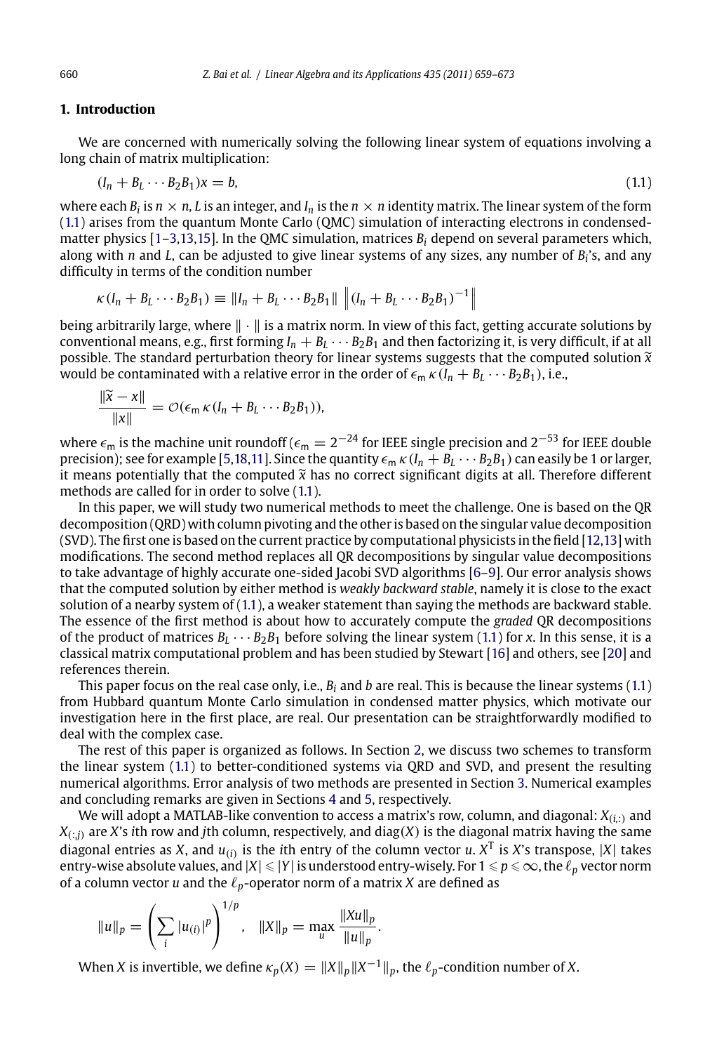## 1. Introduction

We are concerned with numerically solving the following linear system of equations involving a long chain of matrix multiplication:

$$(I_n + B_L \cdots B_2 B_1)x = b, \tag{1.1}$$

where each $B_i$ is $n \times n$, $L$ is an integer, and $I_n$ is the $n \times n$ identity matrix. The linear system of the form (1.1) arises from the quantum Monte Carlo (QMC) simulation of interacting electrons in condensed-matter physics [1–3,13,15]. In the QMC simulation, matrices $B_i$ depend on several parameters which, along with $n$ and $L$, can be adjusted to give linear systems of any sizes, any number of $B_i$'s, and any difficulty in terms of the condition number

$$\kappa(I_n + B_L \cdots B_2 B_1) \equiv \|I_n + B_L \cdots B_2 B_1\| \, \left\|(I_n + B_L \cdots B_2 B_1)^{-1}\right\|$$

being arbitrarily large, where $\|\cdot\|$ is a matrix norm. In view of this fact, getting accurate solutions by conventional means, e.g., first forming $I_n + B_L \cdots B_2 B_1$ and then factorizing it, is very difficult, if at all possible. The standard perturbation theory for linear systems suggests that the computed solution $\widetilde{x}$ would be contaminated with a relative error in the order of $\epsilon_{\mathrm{m}}\, \kappa(I_n + B_L \cdots B_2 B_1)$, i.e.,

$$\frac{\|\widetilde{x} - x\|}{\|x\|} = \mathcal{O}(\epsilon_{\mathrm{m}}\, \kappa(I_n + B_L \cdots B_2 B_1)),$$

where $\epsilon_{\mathrm{m}}$ is the machine unit roundoff ($\epsilon_{\mathrm{m}} = 2^{-24}$ for IEEE single precision and $2^{-53}$ for IEEE double precision); see for example [5,18,11]. Since the quantity $\epsilon_{\mathrm{m}}\, \kappa(I_n + B_L \cdots B_2 B_1)$ can easily be 1 or larger, it means potentially that the computed $\widetilde{x}$ has no correct significant digits at all. Therefore different methods are called for in order to solve (1.1).

In this paper, we will study two numerical methods to meet the challenge. One is based on the QR decomposition (QRD) with column pivoting and the other is based on the singular value decomposition (SVD). The first one is based on the current practice by computational physicists in the field [12,13] with modifications. The second method replaces all QR decompositions by singular value decompositions to take advantage of highly accurate one-sided Jacobi SVD algorithms [6–9]. Our error analysis shows that the computed solution by either method is *weakly backward stable*, namely it is close to the exact solution of a nearby system of (1.1), a weaker statement than saying the methods are backward stable. The essence of the first method is about how to accurately compute the *graded* QR decompositions of the product of matrices $B_L \cdots B_2 B_1$ before solving the linear system (1.1) for $x$. In this sense, it is a classical matrix computational problem and has been studied by Stewart [16] and others, see [20] and references therein.

This paper focus on the real case only, i.e., $B_i$ and $b$ are real. This is because the linear systems (1.1) from Hubbard quantum Monte Carlo simulation in condensed matter physics, which motivate our investigation here in the first place, are real. Our presentation can be straightforwardly modified to deal with the complex case.

The rest of this paper is organized as follows. In Section 2, we discuss two schemes to transform the linear system (1.1) to better-conditioned systems via QRD and SVD, and present the resulting numerical algorithms. Error analysis of two methods are presented in Section 3. Numerical examples and concluding remarks are given in Sections 4 and 5, respectively.

We will adopt a MATLAB-like convention to access a matrix's row, column, and diagonal: $X_{(i,:)}$ and $X_{(:,j)}$ are $X$'s $i$th row and $j$th column, respectively, and $\mathrm{diag}(X)$ is the diagonal matrix having the same diagonal entries as $X$, and $u_{(i)}$ is the $i$th entry of the column vector $u$. $X^{\mathrm{T}}$ is $X$'s transpose, $|X|$ takes entry-wise absolute values, and $|X| \leqslant |Y|$ is understood entry-wisely. For $1 \leqslant p \leqslant \infty$, the $\ell_p$ vector norm of a column vector $u$ and the $\ell_p$-operator norm of a matrix $X$ are defined as

$$\|u\|_p = \left(\sum_i |u_{(i)}|^p\right)^{1/p}, \quad \|X\|_p = \max_u \frac{\|Xu\|_p}{\|u\|_p}.$$

When $X$ is invertible, we define $\kappa_p(X) = \|X\|_p \|X^{-1}\|_p$, the $\ell_p$-condition number of $X$.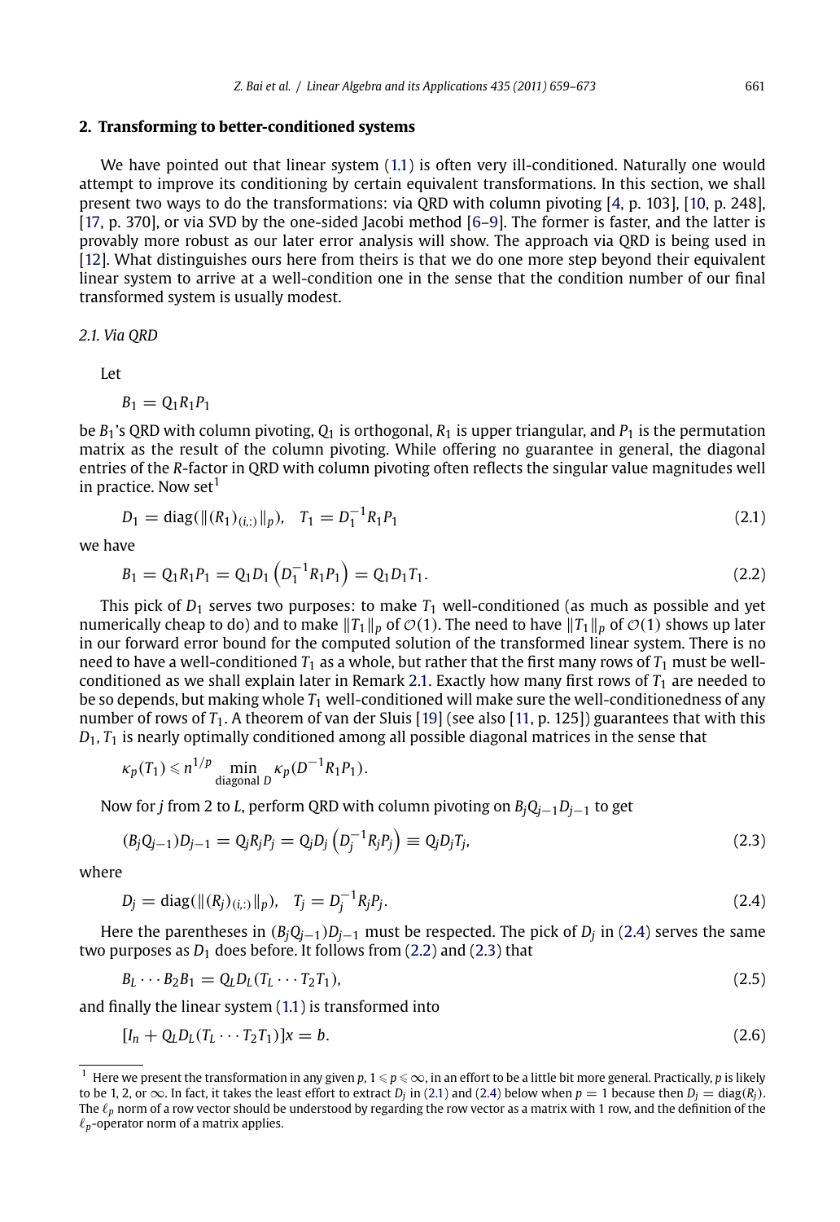## 2. Transforming to better-conditioned systems

We have pointed out that linear system (1.1) is often very ill-conditioned. Naturally one would attempt to improve its conditioning by certain equivalent transformations. In this section, we shall present two ways to do the transformations: via QRD with column pivoting [4, p. 103], [10, p. 248], [17, p. 370], or via SVD by the one-sided Jacobi method [6–9]. The former is faster, and the latter is provably more robust as our later error analysis will show. The approach via QRD is being used in [12]. What distinguishes ours here from theirs is that we do one more step beyond their equivalent linear system to arrive at a well-condition one in the sense that the condition number of our final transformed system is usually modest.

### 2.1. Via QRD

Let

$$B_1 = Q_1 R_1 P_1$$

be $B_1$'s QRD with column pivoting, $Q_1$ is orthogonal, $R_1$ is upper triangular, and $P_1$ is the permutation matrix as the result of the column pivoting. While offering no guarantee in general, the diagonal entries of the $R$-factor in QRD with column pivoting often reflects the singular value magnitudes well in practice. Now set[1]

$$D_1 = \mathrm{diag}(\|(R_1)_{(i,:)}\|_p), \quad T_1 = D_1^{-1} R_1 P_1 \tag{2.1}$$

we have

$$B_1 = Q_1 R_1 P_1 = Q_1 D_1 \left( D_1^{-1} R_1 P_1 \right) = Q_1 D_1 T_1. \tag{2.2}$$

This pick of $D_1$ serves two purposes: to make $T_1$ well-conditioned (as much as possible and yet numerically cheap to do) and to make $\|T_1\|_p$ of $\mathcal{O}(1)$. The need to have $\|T_1\|_p$ of $\mathcal{O}(1)$ shows up later in our forward error bound for the computed solution of the transformed linear system. There is no need to have a well-conditioned $T_1$ as a whole, but rather that the first many rows of $T_1$ must be well-conditioned as we shall explain later in Remark 2.1. Exactly how many first rows of $T_1$ are needed to be so depends, but making whole $T_1$ well-conditioned will make sure the well-conditionedness of any number of rows of $T_1$. A theorem of van der Sluis [19] (see also [11, p. 125]) guarantees that with this $D_1$, $T_1$ is nearly optimally conditioned among all possible diagonal matrices in the sense that

$$\kappa_p(T_1) \leqslant n^{1/p} \min_{\text{diagonal } D} \kappa_p(D^{-1} R_1 P_1).$$

Now for $j$ from 2 to $L$, perform QRD with column pivoting on $B_j Q_{j-1} D_{j-1}$ to get

$$(B_j Q_{j-1}) D_{j-1} = Q_j R_j P_j = Q_j D_j \left( D_j^{-1} R_j P_j \right) \equiv Q_j D_j T_j, \tag{2.3}$$

where

$$D_j = \mathrm{diag}(\|(R_j)_{(i,:)}\|_p), \quad T_j = D_j^{-1} R_j P_j. \tag{2.4}$$

Here the parentheses in $(B_j Q_{j-1}) D_{j-1}$ must be respected. The pick of $D_j$ in (2.4) serves the same two purposes as $D_1$ does before. It follows from (2.2) and (2.3) that

$$B_L \cdots B_2 B_1 = Q_L D_L (T_L \cdots T_2 T_1), \tag{2.5}$$

and finally the linear system (1.1) is transformed into

$$[I_n + Q_L D_L (T_L \cdots T_2 T_1)] x = b. \tag{2.6}$$

---

[1] Here we present the transformation in any given $p$, $1 \leqslant p \leqslant \infty$, in an effort to be a little bit more general. Practically, $p$ is likely to be 1, 2, or $\infty$. In fact, it takes the least effort to extract $D_j$ in (2.1) and (2.4) below when $p = 1$ because then $D_j = \mathrm{diag}(R_j)$. The $\ell_p$ norm of a row vector should be understood by regarding the row vector as a matrix with 1 row, and the definition of the $\ell_p$-operator norm of a matrix applies.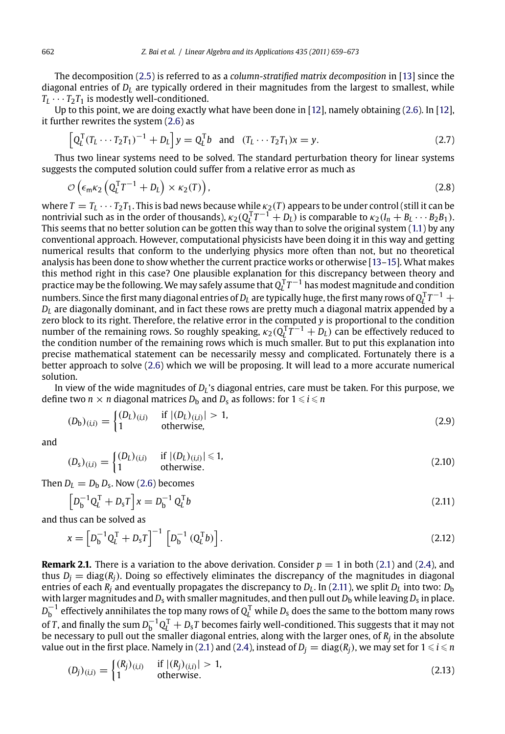The decomposition (2.5) is referred to as a *column-stratified matrix decomposition* in [13] since the diagonal entries of $D_L$ are typically ordered in their magnitudes from the largest to smallest, while $T_L \cdots T_2T_1$ is modestly well-conditioned.

Up to this point, we are doing exactly what have been done in [12], namely obtaining (2.6). In [12], it further rewrites the system (2.6) as

$$\left[Q_L^{\mathrm{T}}(T_L \cdots T_2T_1)^{-1} + D_L\right] y = Q_L^{\mathrm{T}} b \quad \text{and} \quad (T_L \cdots T_2T_1)x = y. \tag{2.7}$$

Thus two linear systems need to be solved. The standard perturbation theory for linear systems suggests the computed solution could suffer from a relative error as much as

$$\mathcal{O}\left(\epsilon_{\mathrm{m}}\kappa_2\left(Q_L^{\mathrm{T}}T^{-1} + D_L\right) \times \kappa_2(T)\right), \tag{2.8}$$

where $T = T_L \cdots T_2T_1$. This is bad news because while $\kappa_2(T)$ appears to be under control (still it can be nontrivial such as in the order of thousands), $\kappa_2(Q_L^{\mathrm{T}}T^{-1} + D_L)$ is comparable to $\kappa_2(I_n + B_L \cdots B_2B_1)$. This seems that no better solution can be gotten this way than to solve the original system (1.1) by any conventional approach. However, computational physicists have been doing it in this way and getting numerical results that conform to the underlying physics more often than not, but no theoretical analysis has been done to show whether the current practice works or otherwise [13–15]. What makes this method right in this case? One plausible explanation for this discrepancy between theory and practice may be the following. We may safely assume that $Q_L^{\mathrm{T}}T^{-1}$ has modest magnitude and condition numbers. Since the first many diagonal entries of $D_L$ are typically huge, the first many rows of $Q_L^{\mathrm{T}}T^{-1} + D_L$ are diagonally dominant, and in fact these rows are pretty much a diagonal matrix appended by a zero block to its right. Therefore, the relative error in the computed $y$ is proportional to the condition number of the remaining rows. So roughly speaking, $\kappa_2(Q_L^{\mathrm{T}}T^{-1} + D_L)$ can be effectively reduced to the condition number of the remaining rows which is much smaller. But to put this explanation into precise mathematical statement can be necessarily messy and complicated. Fortunately there is a better approach to solve (2.6) which we will be proposing. It will lead to a more accurate numerical solution.

In view of the wide magnitudes of $D_L$'s diagonal entries, care must be taken. For this purpose, we define two $n \times n$ diagonal matrices $D_{\mathrm{b}}$ and $D_{\mathrm{s}}$ as follows: for $1 \leqslant i \leqslant n$

$$(D_{\mathrm{b}})_{(i,i)} = \begin{cases} (D_L)_{(i,i)} & \text{if } |(D_L)_{(i,i)}| > 1, \\ 1 & \text{otherwise,} \end{cases} \tag{2.9}$$

and

$$(D_{\mathrm{s}})_{(i,i)} = \begin{cases} (D_L)_{(i,i)} & \text{if } |(D_L)_{(i,i)}| \leqslant 1, \\ 1 & \text{otherwise.} \end{cases} \tag{2.10}$$

Then $D_L = D_{\mathrm{b}}\, D_{\mathrm{s}}$. Now (2.6) becomes

$$\left[D_{\mathrm{b}}^{-1}Q_L^{\mathrm{T}} + D_{\mathrm{s}}T\right] x = D_{\mathrm{b}}^{-1}\, Q_L^{\mathrm{T}} b \tag{2.11}$$

and thus can be solved as

$$x = \left[D_{\mathrm{b}}^{-1}Q_L^{\mathrm{T}} + D_{\mathrm{s}}T\right]^{-1} \left[D_{\mathrm{b}}^{-1}\,(Q_L^{\mathrm{T}} b)\right]. \tag{2.12}$$

**Remark 2.1.** There is a variation to the above derivation. Consider $p = 1$ in both (2.1) and (2.4), and thus $D_j = \mathrm{diag}(R_j)$. Doing so effectively eliminates the discrepancy of the magnitudes in diagonal entries of each $R_j$ and eventually propagates the discrepancy to $D_L$. In (2.11), we split $D_L$ into two: $D_{\mathrm{b}}$ with larger magnitudes and $D_{\mathrm{s}}$ with smaller magnitudes, and then pull out $D_{\mathrm{b}}$ while leaving $D_{\mathrm{s}}$ in place. $D_{\mathrm{b}}^{-1}$ effectively annihilates the top many rows of $Q_L^{\mathrm{T}}$ while $D_{\mathrm{s}}$ does the same to the bottom many rows of $T$, and finally the sum $D_{\mathrm{b}}^{-1}Q_L^{\mathrm{T}} + D_{\mathrm{s}}T$ becomes fairly well-conditioned. This suggests that it may not be necessary to pull out the smaller diagonal entries, along with the larger ones, of $R_j$ in the absolute value out in the first place. Namely in (2.1) and (2.4), instead of $D_j = \mathrm{diag}(R_j)$, we may set for $1 \leqslant i \leqslant n$

$$(D_j)_{(i,i)} = \begin{cases} (R_j)_{(i,i)} & \text{if } |(R_j)_{(i,i)}| > 1, \\ 1 & \text{otherwise.} \end{cases} \tag{2.13}$$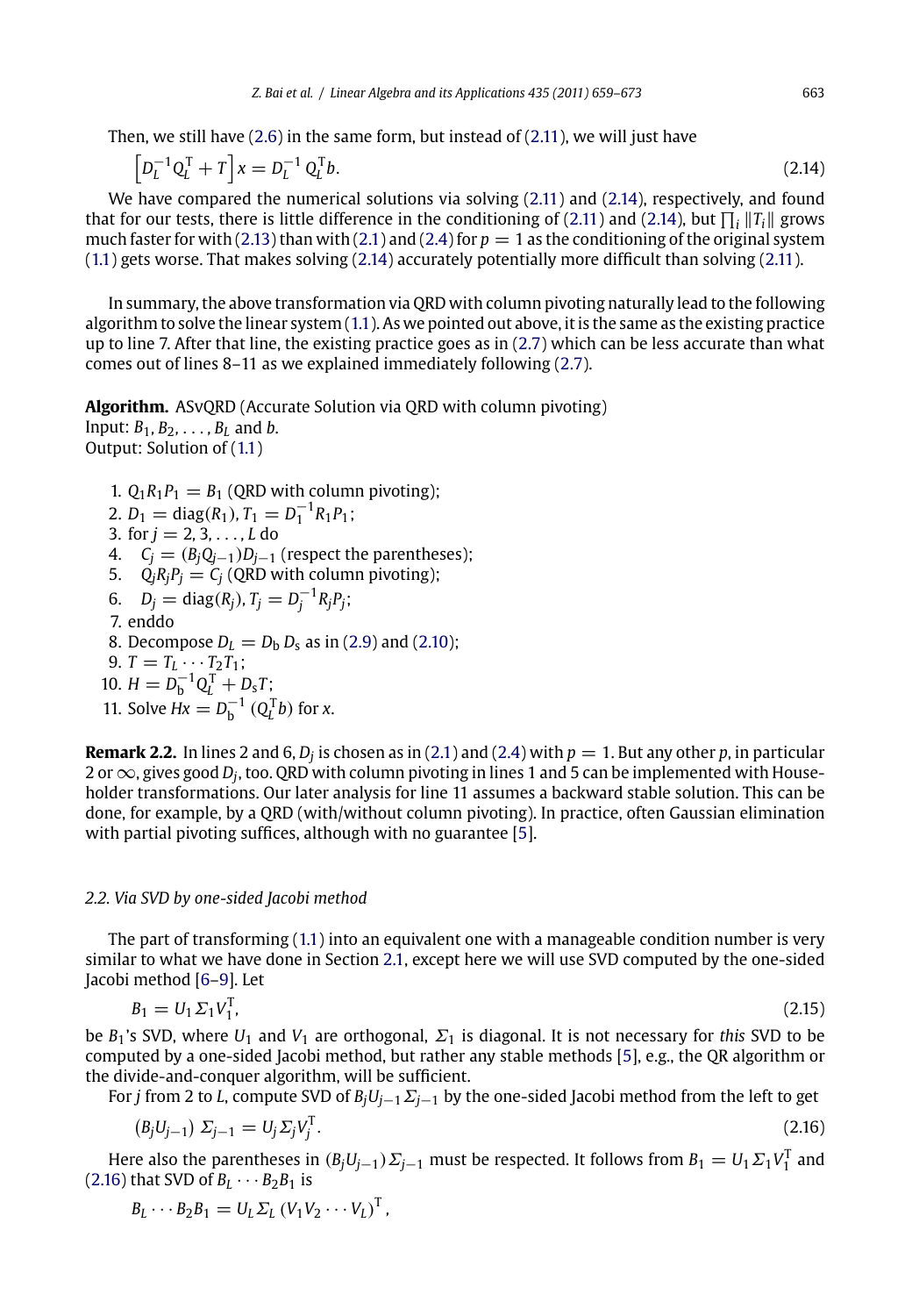Then, we still have (2.6) in the same form, but instead of (2.11), we will just have

$$\left[D_L^{-1}Q_L^{\mathrm{T}} + T\right]x = D_L^{-1}\, Q_L^{\mathrm{T}}b. \tag{2.14}$$

We have compared the numerical solutions via solving (2.11) and (2.14), respectively, and found that for our tests, there is little difference in the conditioning of (2.11) and (2.14), but $\prod_i \|T_i\|$ grows much faster for with (2.13) than with (2.1) and (2.4) for $p = 1$ as the conditioning of the original system (1.1) gets worse. That makes solving (2.14) accurately potentially more difficult than solving (2.11).

In summary, the above transformation via QRD with column pivoting naturally lead to the following algorithm to solve the linear system (1.1). As we pointed out above, it is the same as the existing practice up to line 7. After that line, the existing practice goes as in (2.7) which can be less accurate than what comes out of lines 8–11 as we explained immediately following (2.7).

**Algorithm.** ASvQRD (Accurate Solution via QRD with column pivoting)
Input: $B_1, B_2, \ldots, B_L$ and $b$.
Output: Solution of (1.1)

1. $Q_1R_1P_1 = B_1$ (QRD with column pivoting);
2. $D_1 = \operatorname{diag}(R_1)$, $T_1 = D_1^{-1}R_1P_1$;
3. for $j = 2, 3, \ldots, L$ do
4. $\quad C_j = (B_jQ_{j-1})D_{j-1}$ (respect the parentheses);
5. $\quad Q_jR_jP_j = C_j$ (QRD with column pivoting);
6. $\quad D_j = \operatorname{diag}(R_j)$, $T_j = D_j^{-1}R_jP_j$;
7. enddo
8. Decompose $D_L = D_{\mathrm{b}}\, D_{\mathrm{s}}$ as in (2.9) and (2.10);
9. $T = T_L \cdots T_2T_1$;
10. $H = D_{\mathrm{b}}^{-1}Q_L^{\mathrm{T}} + D_{\mathrm{s}}T$;
11. Solve $Hx = D_{\mathrm{b}}^{-1}\,(Q_L^{\mathrm{T}}b)$ for $x$.

**Remark 2.2.** In lines 2 and 6, $D_j$ is chosen as in (2.1) and (2.4) with $p = 1$. But any other $p$, in particular 2 or $\infty$, gives good $D_j$, too. QRD with column pivoting in lines 1 and 5 can be implemented with Householder transformations. Our later analysis for line 11 assumes a backward stable solution. This can be done, for example, by a QRD (with/without column pivoting). In practice, often Gaussian elimination with partial pivoting suffices, although with no guarantee [5].

### 2.2. Via SVD by one-sided Jacobi method

The part of transforming (1.1) into an equivalent one with a manageable condition number is very similar to what we have done in Section 2.1, except here we will use SVD computed by the one-sided Jacobi method [6–9]. Let

$$B_1 = U_1\,\Sigma_1V_1^{\mathrm{T}}, \tag{2.15}$$

be $B_1$'s SVD, where $U_1$ and $V_1$ are orthogonal, $\Sigma_1$ is diagonal. It is not necessary for *this* SVD to be computed by a one-sided Jacobi method, but rather any stable methods [5], e.g., the QR algorithm or the divide-and-conquer algorithm, will be sufficient.

For $j$ from 2 to $L$, compute SVD of $B_jU_{j-1}\Sigma_{j-1}$ by the one-sided Jacobi method from the left to get

$$(B_jU_{j-1})\;\Sigma_{j-1} = U_j\,\Sigma_jV_j^{\mathrm{T}}. \tag{2.16}$$

Here also the parentheses in $(B_jU_{j-1})\,\Sigma_{j-1}$ must be respected. It follows from $B_1 = U_1\,\Sigma_1V_1^{\mathrm{T}}$ and (2.16) that SVD of $B_L \cdots B_2B_1$ is

$$B_L \cdots B_2B_1 = U_L\,\Sigma_L\,(V_1V_2 \cdots V_L)^{\mathrm{T}},$$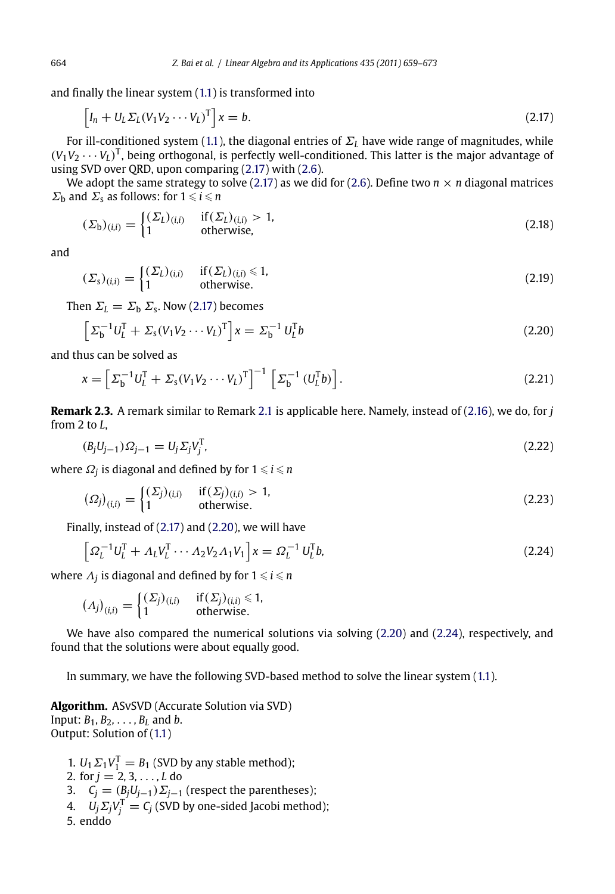and finally the linear system (1.1) is transformed into

$$\left[I_n + U_L \Sigma_L (V_1 V_2 \cdots V_L)^{\mathrm{T}}\right] x = b. \tag{2.17}$$

For ill-conditioned system (1.1), the diagonal entries of $\Sigma_L$ have wide range of magnitudes, while $(V_1 V_2 \cdots V_L)^{\mathrm{T}}$, being orthogonal, is perfectly well-conditioned. This latter is the major advantage of using SVD over QRD, upon comparing (2.17) with (2.6).

We adopt the same strategy to solve (2.17) as we did for (2.6). Define two $n \times n$ diagonal matrices $\Sigma_{\mathrm{b}}$ and $\Sigma_{\mathrm{s}}$ as follows: for $1 \leqslant i \leqslant n$

$$(\Sigma_{\mathrm{b}})_{(i,i)} = \begin{cases} (\Sigma_L)_{(i,i)} & \text{if } (\Sigma_L)_{(i,i)} > 1, \\ 1 & \text{otherwise,} \end{cases} \tag{2.18}$$

and

$$(\Sigma_{\mathrm{s}})_{(i,i)} = \begin{cases} (\Sigma_L)_{(i,i)} & \text{if } (\Sigma_L)_{(i,i)} \leqslant 1, \\ 1 & \text{otherwise.} \end{cases} \tag{2.19}$$

Then $\Sigma_L = \Sigma_{\mathrm{b}}\, \Sigma_{\mathrm{s}}$. Now (2.17) becomes

$$\left[\Sigma_{\mathrm{b}}^{-1} U_L^{\mathrm{T}} + \Sigma_{\mathrm{s}} (V_1 V_2 \cdots V_L)^{\mathrm{T}}\right] x = \Sigma_{\mathrm{b}}^{-1}\, U_L^{\mathrm{T}} b \tag{2.20}$$

and thus can be solved as

$$x = \left[\Sigma_{\mathrm{b}}^{-1} U_L^{\mathrm{T}} + \Sigma_{\mathrm{s}} (V_1 V_2 \cdots V_L)^{\mathrm{T}}\right]^{-1} \left[\Sigma_{\mathrm{b}}^{-1}\, (U_L^{\mathrm{T}} b)\right]. \tag{2.21}$$

**Remark 2.3.** A remark similar to Remark 2.1 is applicable here. Namely, instead of (2.16), we do, for $j$ from 2 to $L$,

$$(B_j U_{j-1}) \Omega_{j-1} = U_j \Sigma_j V_j^{\mathrm{T}}, \tag{2.22}$$

where $\Omega_j$ is diagonal and defined by for $1 \leqslant i \leqslant n$

$$(\Omega_j)_{(i,i)} = \begin{cases} (\Sigma_j)_{(i,i)} & \text{if } (\Sigma_j)_{(i,i)} > 1, \\ 1 & \text{otherwise.} \end{cases} \tag{2.23}$$

Finally, instead of (2.17) and (2.20), we will have

$$\left[\Omega_L^{-1} U_L^{\mathrm{T}} + \Lambda_L V_L^{\mathrm{T}} \cdots \Lambda_2 V_2 \Lambda_1 V_1\right] x = \Omega_L^{-1}\, U_L^{\mathrm{T}} b, \tag{2.24}$$

where $\Lambda_j$ is diagonal and defined by for $1 \leqslant i \leqslant n$

$$(\Lambda_j)_{(i,i)} = \begin{cases} (\Sigma_j)_{(i,i)} & \text{if } (\Sigma_j)_{(i,i)} \leqslant 1, \\ 1 & \text{otherwise.} \end{cases}$$

We have also compared the numerical solutions via solving (2.20) and (2.24), respectively, and found that the solutions were about equally good.

In summary, we have the following SVD-based method to solve the linear system (1.1).

**Algorithm.** ASvSVD (Accurate Solution via SVD)
Input: $B_1, B_2, \ldots, B_L$ and $b$.
Output: Solution of (1.1)

1. $U_1 \Sigma_1 V_1^{\mathrm{T}} = B_1$ (SVD by any stable method);
2. for $j = 2, 3, \ldots, L$ do
3. $\quad C_j = (B_j U_{j-1}) \Sigma_{j-1}$ (respect the parentheses);
4. $\quad U_j \Sigma_j V_j^{\mathrm{T}} = C_j$ (SVD by one-sided Jacobi method);
5. enddo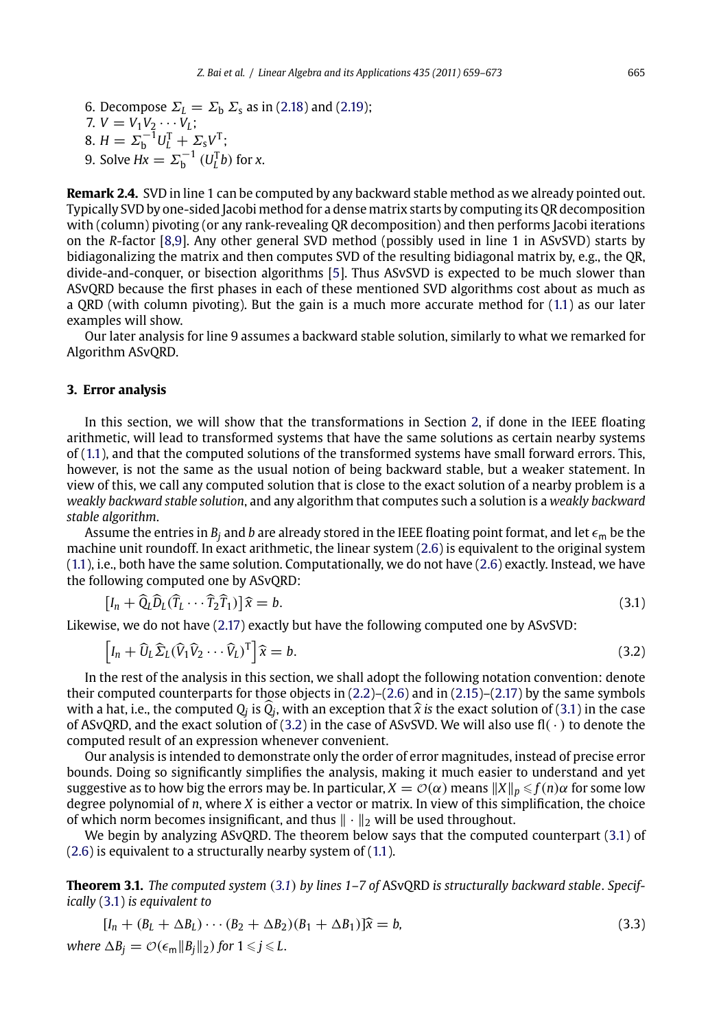6. Decompose $\Sigma_L = \Sigma_{\rm b}\, \Sigma_{\rm s}$ as in (2.18) and (2.19);
7. $V = V_1 V_2 \cdots V_L$;
8. $H = \Sigma_{\rm b}^{-1} U_L^{\rm T} + \Sigma_{\rm s} V^{\rm T}$;
9. Solve $Hx = \Sigma_{\rm b}^{-1}\,(U_L^{\rm T} b)$ for $x$.

**Remark 2.4.** SVD in line 1 can be computed by any backward stable method as we already pointed out. Typically SVD by one-sided Jacobi method for a dense matrix starts by computing its QR decomposition with (column) pivoting (or any rank-revealing QR decomposition) and then performs Jacobi iterations on the $R$-factor [8,9]. Any other general SVD method (possibly used in line 1 in ASvSVD) starts by bidiagonalizing the matrix and then computes SVD of the resulting bidiagonal matrix by, e.g., the QR, divide-and-conquer, or bisection algorithms [5]. Thus ASvSVD is expected to be much slower than ASvQRD because the first phases in each of these mentioned SVD algorithms cost about as much as a QRD (with column pivoting). But the gain is a much more accurate method for (1.1) as our later examples will show.

Our later analysis for line 9 assumes a backward stable solution, similarly to what we remarked for Algorithm ASvQRD.

## 3. Error analysis

In this section, we will show that the transformations in Section 2, if done in the IEEE floating arithmetic, will lead to transformed systems that have the same solutions as certain nearby systems of (1.1), and that the computed solutions of the transformed systems have small forward errors. This, however, is not the same as the usual notion of being backward stable, but a weaker statement. In view of this, we call any computed solution that is close to the exact solution of a nearby problem is a *weakly backward stable solution*, and any algorithm that computes such a solution is a *weakly backward stable algorithm*.

Assume the entries in $B_j$ and $b$ are already stored in the IEEE floating point format, and let $\epsilon_{\rm m}$ be the machine unit roundoff. In exact arithmetic, the linear system (2.6) is equivalent to the original system (1.1), i.e., both have the same solution. Computationally, we do not have (2.6) exactly. Instead, we have the following computed one by ASvQRD:

$$[I_n + \widehat{Q}_L \widehat{D}_L (\widehat{T}_L \cdots \widehat{T}_2 \widehat{T}_1)]\,\widehat{x} = b. \tag{3.1}$$

Likewise, we do not have (2.17) exactly but have the following computed one by ASvSVD:

$$\left[I_n + \widehat{U}_L \widehat{\Sigma}_L (\widehat{V}_1 \widehat{V}_2 \cdots \widehat{V}_L)^{\rm T}\right] \widehat{x} = b. \tag{3.2}$$

In the rest of the analysis in this section, we shall adopt the following notation convention: denote their computed counterparts for those objects in (2.2)–(2.6) and in (2.15)–(2.17) by the same symbols with a hat, i.e., the computed $Q_j$ is $\widehat{Q}_j$, with an exception that $\widehat{x}$ *is* the exact solution of (3.1) in the case of ASvQRD, and the exact solution of (3.2) in the case of ASvSVD. We will also use $\mathrm{fl}(\,\cdot\,)$ to denote the computed result of an expression whenever convenient.

Our analysis is intended to demonstrate only the order of error magnitudes, instead of precise error bounds. Doing so significantly simplifies the analysis, making it much easier to understand and yet suggestive as to how big the errors may be. In particular, $X = \mathcal{O}(\alpha)$ means $\|X\|_p \leqslant f(n)\alpha$ for some low degree polynomial of $n$, where $X$ is either a vector or matrix. In view of this simplification, the choice of which norm becomes insignificant, and thus $\|\cdot\|_2$ will be used throughout.

We begin by analyzing ASvQRD. The theorem below says that the computed counterpart (3.1) of (2.6) is equivalent to a structurally nearby system of (1.1).

**Theorem 3.1.** *The computed system (3.1) by lines 1–7 of* ASvQRD *is structurally backward stable. Specifically (3.1) is equivalent to*

$$[I_n + (B_L + \Delta B_L) \cdots (B_2 + \Delta B_2)(B_1 + \Delta B_1)]\widehat{x} = b, \tag{3.3}$$

*where $\Delta B_j = \mathcal{O}(\epsilon_{\rm m} \|B_j\|_2)$ for $1 \leqslant j \leqslant L$.*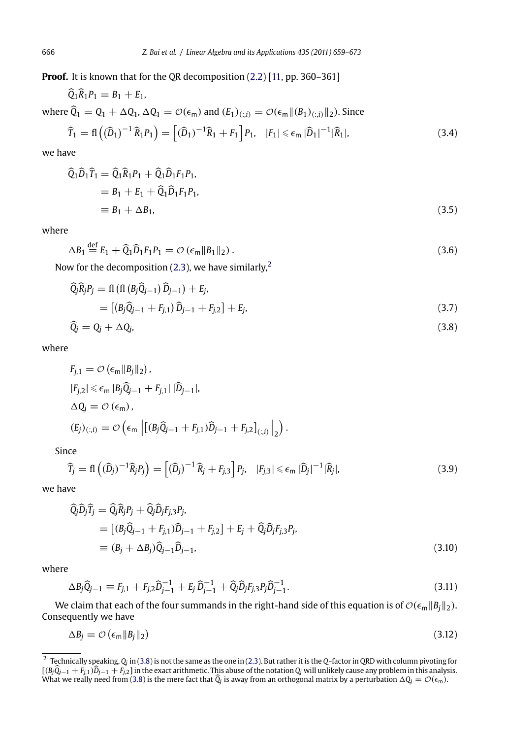**Proof.** It is known that for the QR decomposition (2.2) [11, pp. 360–361]

$$\widehat{Q}_1 \widehat{R}_1 P_1 = B_1 + E_1,$$

where $\widehat{Q}_1 = Q_1 + \Delta Q_1$, $\Delta Q_1 = \mathcal{O}(\epsilon_{\mathsf{m}})$ and $(E_1)_{(:,i)} = \mathcal{O}(\epsilon_{\mathsf{m}} \|(B_1)_{(:,i)}\|_2)$. Since

$$\widehat{T}_1 = \mathrm{fl}\left((\widehat{D}_1)^{-1} \widehat{R}_1 P_1\right) = \left[(\widehat{D}_1)^{-1}\widehat{R}_1 + F_1\right] P_1, \quad |F_1| \leqslant \epsilon_{\mathsf{m}} \, |\widehat{D}_1|^{-1} |\widehat{R}_1|, \tag{3.4}$$

we have

$$\begin{aligned}
\widehat{Q}_1 \widehat{D}_1 \widehat{T}_1 &= \widehat{Q}_1 \widehat{R}_1 P_1 + \widehat{Q}_1 \widehat{D}_1 F_1 P_1, \\
&= B_1 + E_1 + \widehat{Q}_1 \widehat{D}_1 F_1 P_1, \\
&\equiv B_1 + \Delta B_1,
\end{aligned} \tag{3.5}$$

where

$$\Delta B_1 \stackrel{\text{def}}{=} E_1 + \widehat{Q}_1 \widehat{D}_1 F_1 P_1 = \mathcal{O}\left(\epsilon_{\mathsf{m}} \|B_1\|_2\right). \tag{3.6}$$

Now for the decomposition (2.3), we have similarly,[2]

$$\begin{aligned}
\widehat{Q}_j \widehat{R}_j P_j &= \mathrm{fl}\left(\mathrm{fl}\left(B_j \widehat{Q}_{j-1}\right) \widehat{D}_{j-1}\right) + E_j, \\
&= \left[\left(B_j \widehat{Q}_{j-1} + F_{j,1}\right) \widehat{D}_{j-1} + F_{j,2}\right] + E_j,
\end{aligned} \tag{3.7}$$

$$\widehat{Q}_j = Q_j + \Delta Q_j, \tag{3.8}$$

where

$$\begin{aligned}
F_{j,1} &= \mathcal{O}\left(\epsilon_{\mathsf{m}} \|B_j\|_2\right), \\
|F_{j,2}| &\leqslant \epsilon_{\mathsf{m}} \, |B_j \widehat{Q}_{j-1} + F_{j,1}| \, |\widehat{D}_{j-1}|, \\
\Delta Q_j &= \mathcal{O}\left(\epsilon_{\mathsf{m}}\right), \\
(E_j)_{(:,i)} &= \mathcal{O}\left(\epsilon_{\mathsf{m}} \left\| \left[(B_j \widehat{Q}_{j-1} + F_{j,1}) \widehat{D}_{j-1} + F_{j,2}\right]_{(:,i)} \right\|_2\right).
\end{aligned}$$

Since

$$\widehat{T}_j = \mathrm{fl}\left((\widehat{D}_j)^{-1} \widehat{R}_j P_j\right) = \left[(\widehat{D}_j)^{-1} \widehat{R}_j + F_{j,3}\right] P_j, \quad |F_{j,3}| \leqslant \epsilon_{\mathsf{m}} \, |\widehat{D}_j|^{-1} |\widehat{R}_j|, \tag{3.9}$$

we have

$$\begin{aligned}
\widehat{Q}_j \widehat{D}_j \widehat{T}_j &= \widehat{Q}_j \widehat{R}_j P_j + \widehat{Q}_j \widehat{D}_j F_{j,3} P_j, \\
&= \left[(B_j \widehat{Q}_{j-1} + F_{j,1}) \widehat{D}_{j-1} + F_{j,2}\right] + E_j + \widehat{Q}_j \widehat{D}_j F_{j,3} P_j, \\
&\equiv (B_j + \Delta B_j) \widehat{Q}_{j-1} \widehat{D}_{j-1},
\end{aligned} \tag{3.10}$$

where

$$\Delta B_j \widehat{Q}_{j-1} \equiv F_{j,1} + F_{j,2} \widehat{D}_{j-1}^{-1} + E_j \, \widehat{D}_{j-1}^{-1} + \widehat{Q}_j \widehat{D}_j F_{j,3} P_j \widehat{D}_{j-1}^{-1}. \tag{3.11}$$

We claim that each of the four summands in the right-hand side of this equation is of $\mathcal{O}(\epsilon_{\mathsf{m}} \|B_j\|_2)$. Consequently we have

$$\Delta B_j = \mathcal{O}\left(\epsilon_{\mathsf{m}} \|B_j\|_2\right) \tag{3.12}$$

---

[2] Technically speaking, $Q_j$ in (3.8) is not the same as the one in (2.3). But rather it is the $Q$-factor in QRD with column pivoting for $[(B_j \widehat{Q}_{j-1} + F_{j,1}) \widehat{D}_{j-1} + F_{j,2}]$ in the exact arithmetic. This abuse of the notation $Q_j$ will unlikely cause any problem in this analysis. What we really need from (3.8) is the mere fact that $\widehat{Q}_j$ is away from an orthogonal matrix by a perturbation $\Delta Q_j = \mathcal{O}(\epsilon_{\mathsf{m}})$.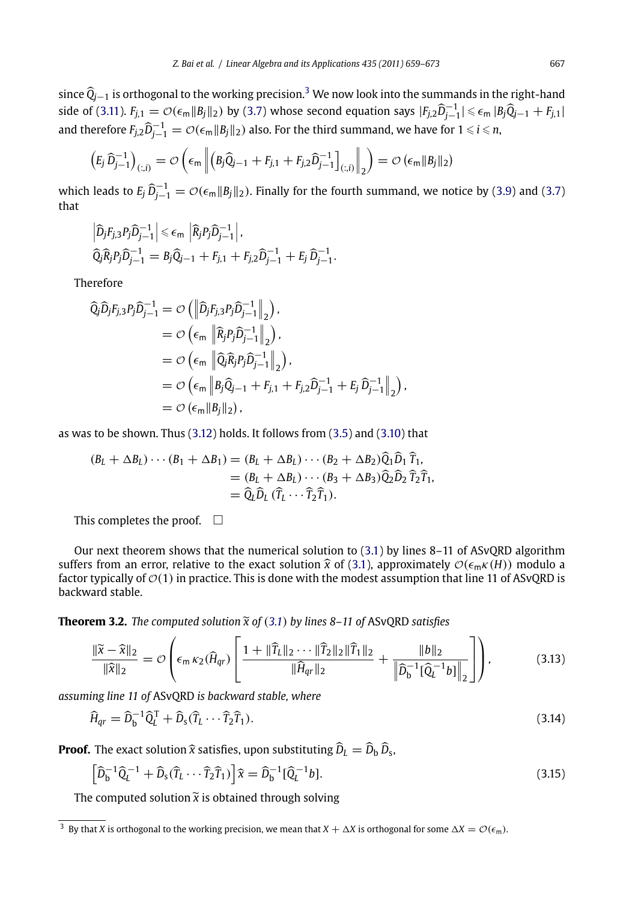since $\widehat{Q}_{j-1}$ is orthogonal to the working precision.[3] We now look into the summands in the right-hand side of (3.11). $F_{j,1} = \mathcal{O}(\epsilon_{\mathsf{m}}\|B_j\|_2)$ by (3.7) whose second equation says $|F_{j,2}\widehat{D}_{j-1}^{-1}| \leqslant \epsilon_{\mathsf{m}}\,|B_j\widehat{Q}_{j-1} + F_{j,1}|$ and therefore $F_{j,2}\widehat{D}_{j-1}^{-1} = \mathcal{O}(\epsilon_{\mathsf{m}}\|B_j\|_2)$ also. For the third summand, we have for $1 \leqslant i \leqslant n$,

$$\left(E_j\,\widehat{D}_{j-1}^{-1}\right)_{(:,i)} = \mathcal{O}\left(\epsilon_{\mathsf{m}}\left\|\left(B_j\widehat{Q}_{j-1} + F_{j,1} + F_{j,2}\widehat{D}_{j-1}^{-1}\right]_{(:,i)}\right\|_2\right) = \mathcal{O}\left(\epsilon_{\mathsf{m}}\|B_j\|_2\right)$$

which leads to $E_j\,\widehat{D}_{j-1}^{-1} = \mathcal{O}(\epsilon_{\mathsf{m}}\|B_j\|_2)$. Finally for the fourth summand, we notice by (3.9) and (3.7) that

$$\begin{aligned}
&\left|\widehat{D}_jF_{j,3}P_j\widehat{D}_{j-1}^{-1}\right| \leqslant \epsilon_{\mathsf{m}}\,\left|\widehat{R}_jP_j\widehat{D}_{j-1}^{-1}\right|,\\
&\widehat{Q}_j\widehat{R}_jP_j\widehat{D}_{j-1}^{-1} = B_j\widehat{Q}_{j-1} + F_{j,1} + F_{j,2}\widehat{D}_{j-1}^{-1} + E_j\,\widehat{D}_{j-1}^{-1}.
\end{aligned}$$

Therefore

$$\begin{aligned}
\widehat{Q}_j\widehat{D}_jF_{j,3}P_j\widehat{D}_{j-1}^{-1} &= \mathcal{O}\left(\left\|\widehat{D}_jF_{j,3}P_j\widehat{D}_{j-1}^{-1}\right\|_2\right),\\
&= \mathcal{O}\left(\epsilon_{\mathsf{m}}\,\left\|\widehat{R}_jP_j\widehat{D}_{j-1}^{-1}\right\|_2\right),\\
&= \mathcal{O}\left(\epsilon_{\mathsf{m}}\,\left\|\widehat{Q}_j\widehat{R}_jP_j\widehat{D}_{j-1}^{-1}\right\|_2\right),\\
&= \mathcal{O}\left(\epsilon_{\mathsf{m}}\left\|B_j\widehat{Q}_{j-1} + F_{j,1} + F_{j,2}\widehat{D}_{j-1}^{-1} + E_j\,\widehat{D}_{j-1}^{-1}\right\|_2\right),\\
&= \mathcal{O}\left(\epsilon_{\mathsf{m}}\|B_j\|_2\right),
\end{aligned}$$

as was to be shown. Thus (3.12) holds. It follows from (3.5) and (3.10) that

$$\begin{aligned}
(B_L + \Delta B_L)\cdots(B_1 + \Delta B_1) &= (B_L + \Delta B_L)\cdots(B_2 + \Delta B_2)\widehat{Q}_1\widehat{D}_1\,\widehat{T}_1,\\
&= (B_L + \Delta B_L)\cdots(B_3 + \Delta B_3)\widehat{Q}_2\widehat{D}_2\,\widehat{T}_2\widehat{T}_1,\\
&= \widehat{Q}_L\widehat{D}_L\,(\widehat{T}_L\cdots\widehat{T}_2\widehat{T}_1).
\end{aligned}$$

This completes the proof. $\square$

Our next theorem shows that the numerical solution to (3.1) by lines 8–11 of ASvQRD algorithm suffers from an error, relative to the exact solution $\widehat{x}$ of (3.1), approximately $\mathcal{O}(\epsilon_{\mathsf{m}}\kappa(H))$ modulo a factor typically of $\mathcal{O}(1)$ in practice. This is done with the modest assumption that line 11 of ASvQRD is backward stable.

**Theorem 3.2.** *The computed solution $\widetilde{x}$ of (3.1) by lines 8–11 of* ASvQRD *satisfies*

$$\frac{\|\widetilde{x} - \widehat{x}\|_2}{\|\widehat{x}\|_2} = \mathcal{O}\left(\epsilon_{\mathsf{m}}\,\kappa_2(\widehat{H}_{qr})\left[\frac{1 + \|\widehat{T}_L\|_2\cdots\|\widehat{T}_2\|_2\|\widehat{T}_1\|_2}{\|\widehat{H}_{qr}\|_2} + \frac{\|b\|_2}{\left\|\widehat{D}_{\mathsf{b}}^{-1}[\widehat{Q}_L^{-1}b]\right\|_2}\right]\right), \tag{3.13}$$

*assuming line 11 of* ASvQRD *is backward stable, where*

$$\widehat{H}_{qr} = \widehat{D}_{\mathsf{b}}^{-1}\widehat{Q}_L^{\mathrm{T}} + \widehat{D}_{\mathsf{s}}(\widehat{T}_L\cdots\widehat{T}_2\widehat{T}_1). \tag{3.14}$$

**Proof.** The exact solution $\widehat{x}$ satisfies, upon substituting $\widehat{D}_L = \widehat{D}_{\mathsf{b}}\,\widehat{D}_{\mathsf{s}}$,

$$\left[\widehat{D}_{\mathsf{b}}^{-1}\widehat{Q}_L^{-1} + \widehat{D}_{\mathsf{s}}(\widehat{T}_L\cdots\widehat{T}_2\widehat{T}_1)\right]\widehat{x} = \widehat{D}_{\mathsf{b}}^{-1}[\widehat{Q}_L^{-1}b]. \tag{3.15}$$

The computed solution $\widetilde{x}$ is obtained through solving

[3] By that $X$ is orthogonal to the working precision, we mean that $X + \Delta X$ is orthogonal for some $\Delta X = \mathcal{O}(\epsilon_{\mathsf{m}})$.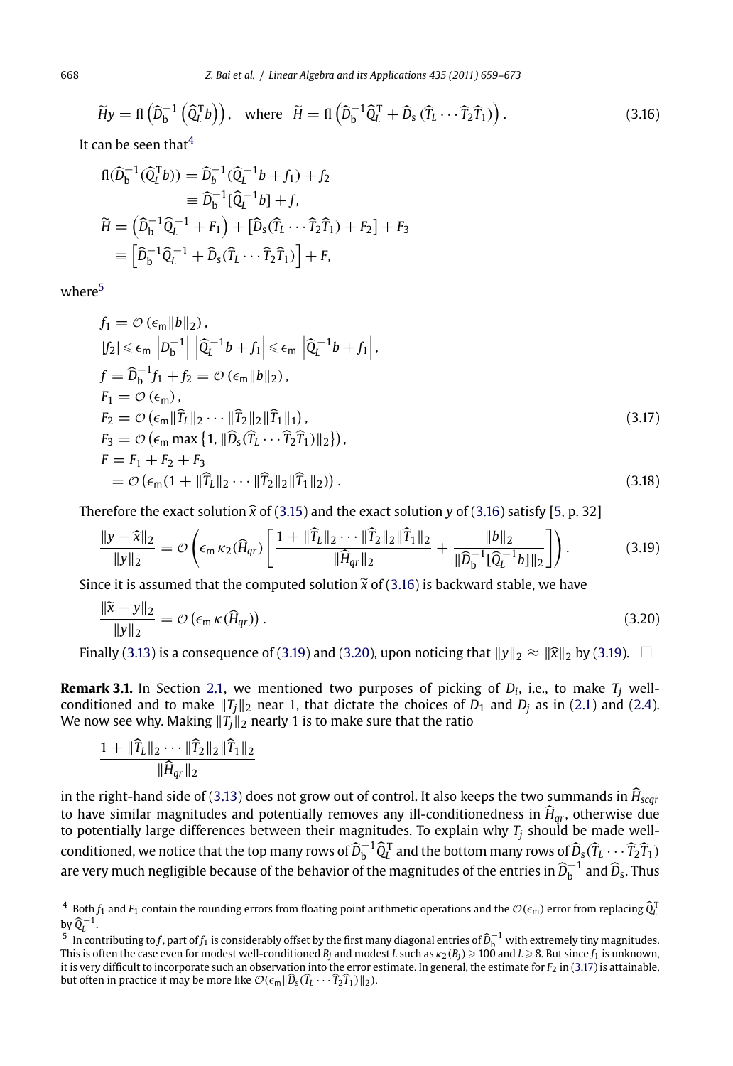$$\widetilde{H}y = \mathrm{fl}\left(\widehat{D}_{\mathrm{b}}^{-1}\left(\widehat{Q}_L^{\mathrm{T}}b\right)\right), \quad \text{where} \quad \widetilde{H} = \mathrm{fl}\left(\widehat{D}_{\mathrm{b}}^{-1}\widehat{Q}_L^{\mathrm{T}} + \widehat{D}_{\mathrm{s}}\left(\widehat{T}_L \cdots \widehat{T}_2\widehat{T}_1\right)\right). \tag{3.16}$$

It can be seen that[4]

$$\begin{aligned}
\mathrm{fl}(\widehat{D}_{\mathrm{b}}^{-1}(\widehat{Q}_L^{\mathrm{T}}b)) &= \widehat{D}_b^{-1}(\widehat{Q}_L^{-1}b + f_1) + f_2 \\
&\equiv \widehat{D}_{\mathrm{b}}^{-1}[\widehat{Q}_L^{-1}b] + f, \\
\widetilde{H} &= \left(\widehat{D}_{\mathrm{b}}^{-1}\widehat{Q}_L^{-1} + F_1\right) + [\widehat{D}_{\mathrm{s}}(\widehat{T}_L \cdots \widehat{T}_2\widehat{T}_1) + F_2] + F_3 \\
&\equiv \left[\widehat{D}_{\mathrm{b}}^{-1}\widehat{Q}_L^{-1} + \widehat{D}_{\mathrm{s}}(\widehat{T}_L \cdots \widehat{T}_2\widehat{T}_1)\right] + F,
\end{aligned}$$

where[5]

$$\begin{aligned}
&f_1 = \mathcal{O}\left(\epsilon_{\mathrm{m}}\|b\|_2\right), \\
&|f_2| \leqslant \epsilon_{\mathrm{m}}\left|D_{\mathrm{b}}^{-1}\right|\left|\widehat{Q}_L^{-1}b + f_1\right| \leqslant \epsilon_{\mathrm{m}}\left|\widehat{Q}_L^{-1}b + f_1\right|, \\
&f = \widehat{D}_{\mathrm{b}}^{-1}f_1 + f_2 = \mathcal{O}\left(\epsilon_{\mathrm{m}}\|b\|_2\right), \\
&F_1 = \mathcal{O}\left(\epsilon_{\mathrm{m}}\right), \\
&F_2 = \mathcal{O}\left(\epsilon_{\mathrm{m}}\|\widehat{T}_L\|_2 \cdots \|\widehat{T}_2\|_2\|\widehat{T}_1\|_1\right), \\
&F_3 = \mathcal{O}\left(\epsilon_{\mathrm{m}}\max\left\{1, \|\widehat{D}_{\mathrm{s}}(\widehat{T}_L \cdots \widehat{T}_2\widehat{T}_1)\|_2\right\}\right), \\
&F = F_1 + F_2 + F_3 \\
&\quad = \mathcal{O}\left(\epsilon_{\mathrm{m}}(1 + \|\widehat{T}_L\|_2 \cdots \|\widehat{T}_2\|_2\|\widehat{T}_1\|_2)\right).
\end{aligned} \tag{3.17, 3.18}$$

Therefore the exact solution $\widehat{x}$ of (3.15) and the exact solution $y$ of (3.16) satisfy [5, p. 32]

$$\frac{\|y - \widehat{x}\|_2}{\|y\|_2} = \mathcal{O}\left(\epsilon_{\mathrm{m}}\,\kappa_2(\widehat{H}_{qr})\left[\frac{1 + \|\widehat{T}_L\|_2 \cdots \|\widehat{T}_2\|_2\|\widehat{T}_1\|_2}{\|\widehat{H}_{qr}\|_2} + \frac{\|b\|_2}{\|\widehat{D}_{\mathrm{b}}^{-1}[\widehat{Q}_L^{-1}b]\|_2}\right]\right). \tag{3.19}$$

Since it is assumed that the computed solution $\widetilde{x}$ of (3.16) is backward stable, we have

$$\frac{\|\widetilde{x} - y\|_2}{\|y\|_2} = \mathcal{O}\left(\epsilon_{\mathrm{m}}\,\kappa(\widehat{H}_{qr})\right). \tag{3.20}$$

Finally (3.13) is a consequence of (3.19) and (3.20), upon noticing that $\|y\|_2 \approx \|\widehat{x}\|_2$ by (3.19). $\square$

**Remark 3.1.** In Section 2.1, we mentioned two purposes of picking of $D_i$, i.e., to make $T_j$ well-conditioned and to make $\|T_j\|_2$ near 1, that dictate the choices of $D_1$ and $D_j$ as in (2.1) and (2.4). We now see why. Making $\|T_j\|_2$ nearly 1 is to make sure that the ratio

$$\frac{1 + \|\widehat{T}_L\|_2 \cdots \|\widehat{T}_2\|_2\|\widehat{T}_1\|_2}{\|\widehat{H}_{qr}\|_2}$$

in the right-hand side of (3.13) does not grow out of control. It also keeps the two summands in $\widehat{H}_{scqr}$ to have similar magnitudes and potentially removes any ill-conditionedness in $\widehat{H}_{qr}$, otherwise due to potentially large differences between their magnitudes. To explain why $T_j$ should be made well-conditioned, we notice that the top many rows of $\widehat{D}_{\mathrm{b}}^{-1}\widehat{Q}_L^{\mathrm{T}}$ and the bottom many rows of $\widehat{D}_{\mathrm{s}}(\widehat{T}_L \cdots \widehat{T}_2\widehat{T}_1)$ are very much negligible because of the behavior of the magnitudes of the entries in $\widehat{D}_{\mathrm{b}}^{-1}$ and $\widehat{D}_{\mathrm{s}}$. Thus

---

[4] Both $f_1$ and $F_1$ contain the rounding errors from floating point arithmetic operations and the $\mathcal{O}(\epsilon_{\mathrm{m}})$ error from replacing $\widehat{Q}_L^{\mathrm{T}}$ by $\widehat{Q}_L^{-1}$.

[5] In contributing to $f$, part of $f_1$ is considerably offset by the first many diagonal entries of $\widehat{D}_{\mathrm{b}}^{-1}$ with extremely tiny magnitudes. This is often the case even for modest well-conditioned $B_j$ and modest $L$ such as $\kappa_2(B_j) \geqslant 100$ and $L \geqslant 8$. But since $f_1$ is unknown, it is very difficult to incorporate such an observation into the error estimate. In general, the estimate for $F_2$ in (3.17) is attainable, but often in practice it may be more like $\mathcal{O}(\epsilon_{\mathrm{m}}\|\widehat{D}_{\mathrm{s}}(\widehat{T}_L \cdots \widehat{T}_2\widehat{T}_1)\|_2)$.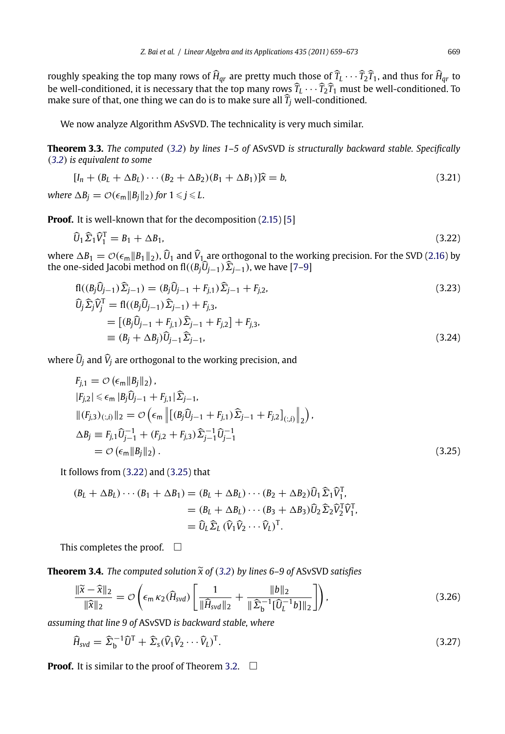roughly speaking the top many rows of $\widehat{H}_{qr}$ are pretty much those of $\widehat{T}_L \cdots \widehat{T}_2\widehat{T}_1$, and thus for $\widehat{H}_{qr}$ to be well-conditioned, it is necessary that the top many rows $\widehat{T}_L \cdots \widehat{T}_2\widehat{T}_1$ must be well-conditioned. To make sure of that, one thing we can do is to make sure all $\widehat{T}_j$ well-conditioned.

We now analyze Algorithm ASvSVD. The technicality is very much similar.

**Theorem 3.3.** *The computed (3.2) by lines 1–5 of* ASvSVD *is structurally backward stable. Specifically (3.2) is equivalent to some*

$$[I_n + (B_L + \Delta B_L)\cdots(B_2 + \Delta B_2)(B_1 + \Delta B_1)]\widehat{x} = b, \tag{3.21}$$

*where* $\Delta B_j = \mathcal{O}(\epsilon_{\mathsf{m}}\|B_j\|_2)$ *for* $1 \leqslant j \leqslant L$.

**Proof.** It is well-known that for the decomposition (2.15) [5]

$$\widehat{U}_1\widehat{\Sigma}_1\widehat{V}_1^{\mathrm{T}} = B_1 + \Delta B_1, \tag{3.22}$$

where $\Delta B_1 = \mathcal{O}(\epsilon_{\mathsf{m}}\|B_1\|_2)$, $\widehat{U}_1$ and $\widehat{V}_1$ are orthogonal to the working precision. For the SVD (2.16) by the one-sided Jacobi method on $\mathrm{fl}((B_j\widehat{U}_{j-1})\widehat{\Sigma}_{j-1})$, we have [7–9]

$$\begin{aligned}
\mathrm{fl}((B_j\widehat{U}_{j-1})\widehat{\Sigma}_{j-1}) &= (B_j\widehat{U}_{j-1} + F_{j,1})\widehat{\Sigma}_{j-1} + F_{j,2}, \qquad (3.23)\\
\widehat{U}_j\widehat{\Sigma}_j\widehat{V}_j^{\mathrm{T}} &= \mathrm{fl}((B_j\widehat{U}_{j-1})\widehat{\Sigma}_{j-1}) + F_{j,3},\\
&= [(B_j\widehat{U}_{j-1} + F_{j,1})\widehat{\Sigma}_{j-1} + F_{j,2}] + F_{j,3},\\
&\equiv (B_j + \Delta B_j)\widehat{U}_{j-1}\widehat{\Sigma}_{j-1}, \qquad (3.24)
\end{aligned}$$

where $\widehat{U}_j$ and $\widehat{V}_j$ are orthogonal to the working precision, and

$$\begin{aligned}
&F_{j,1} = \mathcal{O}\left(\epsilon_{\mathsf{m}}\|B_j\|_2\right),\\
&|F_{j,2}| \leqslant \epsilon_{\mathsf{m}}\, |B_j\widehat{U}_{j-1} + F_{j,1}|\,\widehat{\Sigma}_{j-1},\\
&\|(F_{j,3})_{(:,i)}\|_2 = \mathcal{O}\left(\epsilon_{\mathsf{m}}\left\|[(B_j\widehat{U}_{j-1} + F_{j,1})\widehat{\Sigma}_{j-1} + F_{j,2}]_{(:,i)}\right\|_2\right),\\
&\Delta B_j \equiv F_{j,1}\widehat{U}_{j-1}^{-1} + (F_{j,2} + F_{j,3})\widehat{\Sigma}_{j-1}^{-1}\widehat{U}_{j-1}^{-1}\\
&\qquad = \mathcal{O}\left(\epsilon_{\mathsf{m}}\|B_j\|_2\right).
\end{aligned} \tag{3.25}$$

It follows from (3.22) and (3.25) that

$$\begin{aligned}
(B_L + \Delta B_L)\cdots(B_1 + \Delta B_1) &= (B_L + \Delta B_L)\cdots(B_2 + \Delta B_2)\widehat{U}_1\widehat{\Sigma}_1\widehat{V}_1^{\mathrm{T}},\\
&= (B_L + \Delta B_L)\cdots(B_3 + \Delta B_3)\widehat{U}_2\widehat{\Sigma}_2\widehat{V}_2^{\mathrm{T}}\widehat{V}_1^{\mathrm{T}},\\
&= \widehat{U}_L\widehat{\Sigma}_L\,(\widehat{V}_1\widehat{V}_2\cdots\widehat{V}_L)^{\mathrm{T}}.
\end{aligned}$$

This completes the proof. $\square$

**Theorem 3.4.** *The computed solution* $\widetilde{x}$ *of (3.2) by lines 6–9 of* ASvSVD *satisfies*

$$\frac{\|\widetilde{x} - \widehat{x}\|_2}{\|\widehat{x}\|_2} = \mathcal{O}\left(\epsilon_{\mathsf{m}}\,\kappa_2(\widehat{H}_{svd})\left[\frac{1}{\|\widehat{H}_{svd}\|_2} + \frac{\|b\|_2}{\|\widehat{\Sigma}_{\mathrm{b}}^{-1}[\widehat{U}_L^{-1}b]\|_2}\right]\right), \tag{3.26}$$

*assuming that line 9 of* ASvSVD *is backward stable, where*

$$\widehat{H}_{svd} = \widehat{\Sigma}_{\mathrm{b}}^{-1}\widehat{U}^{\mathrm{T}} + \widehat{\Sigma}_{\mathrm{s}}(\widehat{V}_1\widehat{V}_2\cdots\widehat{V}_L)^{\mathrm{T}}. \tag{3.27}$$

**Proof.** It is similar to the proof of Theorem 3.2. $\square$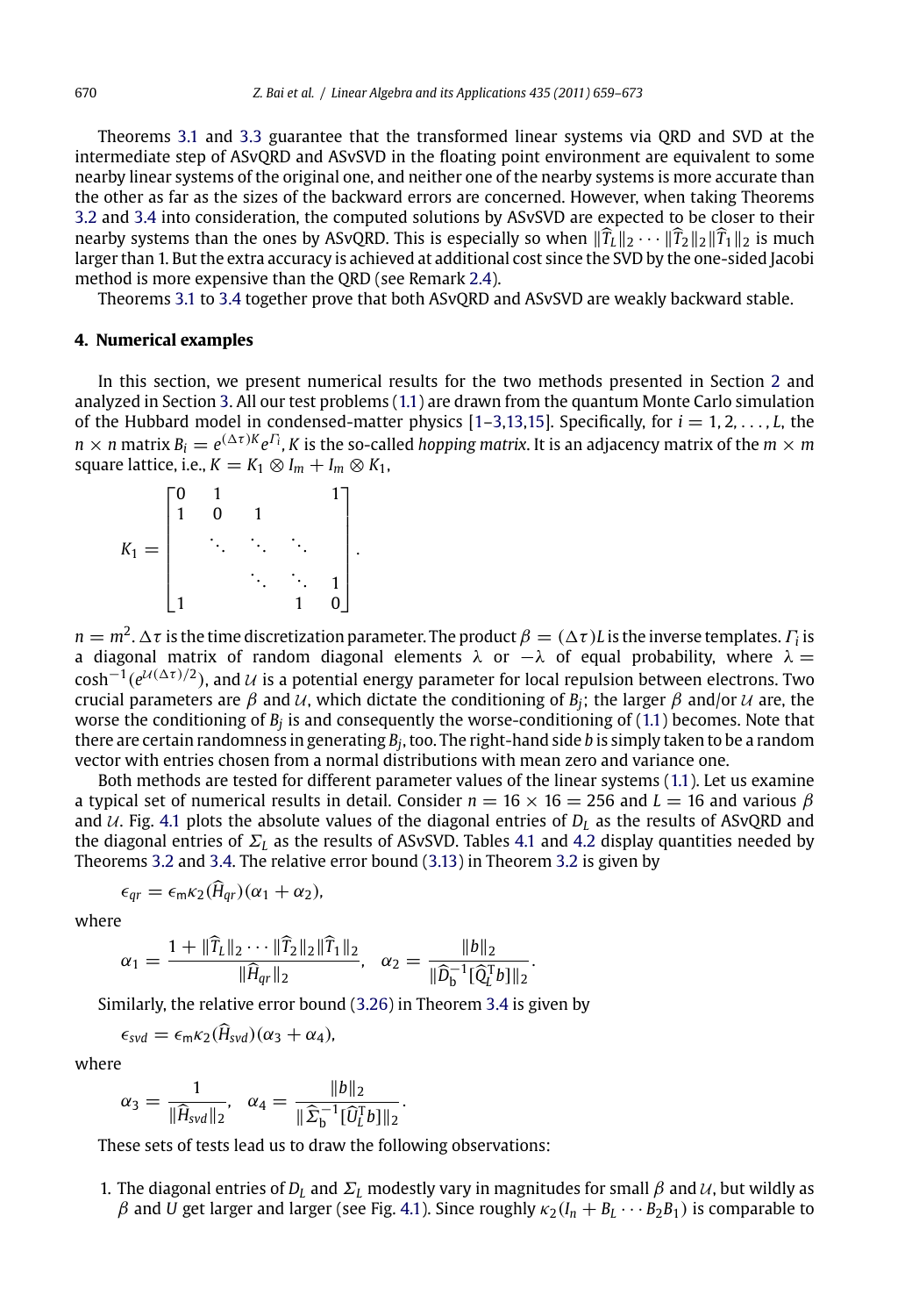Theorems 3.1 and 3.3 guarantee that the transformed linear systems via QRD and SVD at the intermediate step of ASvQRD and ASvSVD in the floating point environment are equivalent to some nearby linear systems of the original one, and neither one of the nearby systems is more accurate than the other as far as the sizes of the backward errors are concerned. However, when taking Theorems 3.2 and 3.4 into consideration, the computed solutions by ASvSVD are expected to be closer to their nearby systems than the ones by ASvQRD. This is especially so when $\|\widehat{T}_L\|_2 \cdots \|\widehat{T}_2\|_2\|\widehat{T}_1\|_2$ is much larger than 1. But the extra accuracy is achieved at additional cost since the SVD by the one-sided Jacobi method is more expensive than the QRD (see Remark 2.4).

Theorems 3.1 to 3.4 together prove that both ASvQRD and ASvSVD are weakly backward stable.

## 4. Numerical examples

In this section, we present numerical results for the two methods presented in Section 2 and analyzed in Section 3. All our test problems (1.1) are drawn from the quantum Monte Carlo simulation of the Hubbard model in condensed-matter physics [1–3,13,15]. Specifically, for $i = 1, 2, \ldots, L$, the $n \times n$ matrix $B_i = e^{(\Delta\tau)K}e^{\Gamma_i}$, $K$ is the so-called *hopping matrix*. It is an adjacency matrix of the $m \times m$ square lattice, i.e., $K = K_1 \otimes I_m + I_m \otimes K_1$,

$$
K_1 = \begin{bmatrix} 0 & 1 & & & 1 \\ 1 & 0 & 1 & & \\ & \ddots & \ddots & \ddots & \\ & & \ddots & \ddots & 1 \\ 1 & & & 1 & 0 \end{bmatrix}.
$$

$n = m^2$. $\Delta\tau$ is the time discretization parameter. The product $\beta = (\Delta\tau)L$ is the inverse templates. $\Gamma_i$ is a diagonal matrix of random diagonal elements $\lambda$ or $-\lambda$ of equal probability, where $\lambda = \cosh^{-1}(e^{\mathcal{U}(\Delta\tau)/2})$, and $\mathcal{U}$ is a potential energy parameter for local repulsion between electrons. Two crucial parameters are $\beta$ and $\mathcal{U}$, which dictate the conditioning of $B_j$; the larger $\beta$ and/or $\mathcal{U}$ are, the worse the conditioning of $B_j$ is and consequently the worse-conditioning of (1.1) becomes. Note that there are certain randomness in generating $B_j$, too. The right-hand side $b$ is simply taken to be a random vector with entries chosen from a normal distributions with mean zero and variance one.

Both methods are tested for different parameter values of the linear systems (1.1). Let us examine a typical set of numerical results in detail. Consider $n = 16 \times 16 = 256$ and $L = 16$ and various $\beta$ and $\mathcal{U}$. Fig. 4.1 plots the absolute values of the diagonal entries of $D_L$ as the results of ASvQRD and the diagonal entries of $\Sigma_L$ as the results of ASvSVD. Tables 4.1 and 4.2 display quantities needed by Theorems 3.2 and 3.4. The relative error bound (3.13) in Theorem 3.2 is given by

$$
\epsilon_{qr} = \epsilon_{\rm m}\kappa_2(\widehat{H}_{qr})(\alpha_1 + \alpha_2),
$$

where

$$
\alpha_1 = \frac{1 + \|\widehat{T}_L\|_2 \cdots \|\widehat{T}_2\|_2\|\widehat{T}_1\|_2}{\|\widehat{H}_{qr}\|_2}, \quad \alpha_2 = \frac{\|b\|_2}{\|\widehat{D}_{\rm b}^{-1}[\widehat{Q}_L^{\rm T}b]\|_2}.
$$

Similarly, the relative error bound (3.26) in Theorem 3.4 is given by

$$
\epsilon_{svd} = \epsilon_{\rm m}\kappa_2(\widehat{H}_{svd})(\alpha_3 + \alpha_4),
$$

where

$$
\alpha_3 = \frac{1}{\|\widehat{H}_{svd}\|_2}, \quad \alpha_4 = \frac{\|b\|_2}{\|\widehat{\Sigma}_{\rm b}^{-1}[\widehat{U}_L^{\rm T}b]\|_2}.
$$

These sets of tests lead us to draw the following observations:

1. The diagonal entries of $D_L$ and $\Sigma_L$ modestly vary in magnitudes for small $\beta$ and $\mathcal{U}$, but wildly as $\beta$ and $U$ get larger and larger (see Fig. 4.1). Since roughly $\kappa_2(I_n + B_L \cdots B_2B_1)$ is comparable to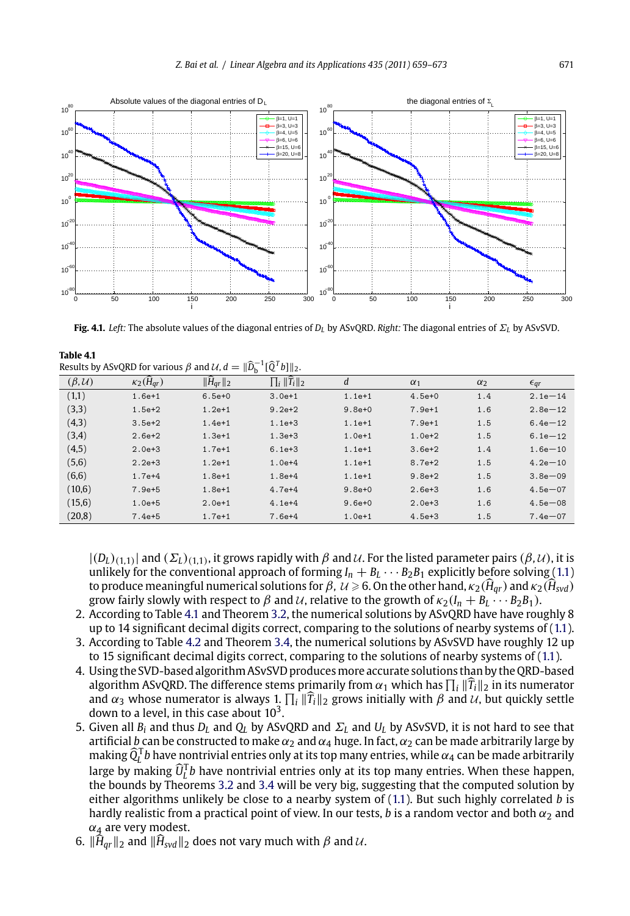Fig. 4.1. *Left:* The absolute values of the diagonal entries of $D_L$ by ASvQRD. *Right:* The diagonal entries of $\Sigma_L$ by ASvSVD.

**Table 4.1**
Results by ASvQRD for various $\beta$ and $\mathcal{U}$, $d = \|\widehat{D}_b^{-1}[\widehat{Q}^T b]\|_2$.

| $(\beta,\mathcal{U})$ | $\kappa_2(\widehat{H}_{qr})$ | $\|\widehat{H}_{qr}\|_2$ | $\prod_i \|\widehat{T}_i\|_2$ | $d$ | $\alpha_1$ | $\alpha_2$ | $\epsilon_{qr}$ |
|---|---|---|---|---|---|---|---|
| (1,1) | 1.6e+1 | 6.5e+0 | 3.0e+1 | 1.1e+1 | 4.5e+0 | 1.4 | 2.1e−14 |
| (3,3) | 1.5e+2 | 1.2e+1 | 9.2e+2 | 9.8e+0 | 7.9e+1 | 1.6 | 2.8e−12 |
| (4,3) | 3.5e+2 | 1.4e+1 | 1.1e+3 | 1.1e+1 | 7.9e+1 | 1.5 | 6.4e−12 |
| (3,4) | 2.6e+2 | 1.3e+1 | 1.3e+3 | 1.0e+1 | 1.0e+2 | 1.5 | 6.1e−12 |
| (4,5) | 2.0e+3 | 1.7e+1 | 6.1e+3 | 1.1e+1 | 3.6e+2 | 1.4 | 1.6e−10 |
| (5,6) | 2.2e+3 | 1.2e+1 | 1.0e+4 | 1.1e+1 | 8.7e+2 | 1.5 | 4.2e−10 |
| (6,6) | 1.7e+4 | 1.8e+1 | 1.8e+4 | 1.1e+1 | 9.8e+2 | 1.5 | 3.8e−09 |
| (10,6) | 7.9e+5 | 1.8e+1 | 4.7e+4 | 9.8e+0 | 2.6e+3 | 1.6 | 4.5e−07 |
| (15,6) | 1.0e+5 | 2.0e+1 | 4.1e+4 | 9.6e+0 | 2.0e+3 | 1.6 | 4.5e−08 |
| (20,8) | 7.4e+5 | 1.7e+1 | 7.6e+4 | 1.0e+1 | 4.5e+3 | 1.5 | 7.4e−07 |

$|(D_L)_{(1,1)}|$ and $(\Sigma_L)_{(1,1)}$, it grows rapidly with $\beta$ and $\mathcal{U}$. For the listed parameter pairs $(\beta, \mathcal{U})$, it is unlikely for the conventional approach of forming $I_n + B_L \cdots B_2B_1$ explicitly before solving (1.1) to produce meaningful numerical solutions for $\beta,\ \mathcal{U} \geqslant 6$. On the other hand, $\kappa_2(\widehat{H}_{qr})$ and $\kappa_2(\widehat{H}_{svd})$ grow fairly slowly with respect to $\beta$ and $\mathcal{U}$, relative to the growth of $\kappa_2(I_n + B_L \cdots B_2B_1)$.

2. According to Table 4.1 and Theorem 3.2, the numerical solutions by ASvQRD have have roughly 8 up to 14 significant decimal digits correct, comparing to the solutions of nearby systems of (1.1).
3. According to Table 4.2 and Theorem 3.4, the numerical solutions by ASvSVD have roughly 12 up to 15 significant decimal digits correct, comparing to the solutions of nearby systems of (1.1).
4. Using the SVD-based algorithm ASvSVD produces more accurate solutions than by the QRD-based algorithm ASvQRD. The difference stems primarily from $\alpha_1$ which has $\prod_i \|\widehat{T}_i\|_2$ in its numerator and $\alpha_3$ whose numerator is always 1. $\prod_i \|\widehat{T}_i\|_2$ grows initially with $\beta$ and $\mathcal{U}$, but quickly settle down to a level, in this case about $10^3$.
5. Given all $B_i$ and thus $D_L$ and $Q_L$ by ASvQRD and $\Sigma_L$ and $U_L$ by ASvSVD, it is not hard to see that artificial $b$ can be constructed to make $\alpha_2$ and $\alpha_4$ huge. In fact, $\alpha_2$ can be made arbitrarily large by making $\widehat{Q}_L^T b$ have nontrivial entries only at its top many entries, while $\alpha_4$ can be made arbitrarily large by making $\widehat{U}_L^T b$ have nontrivial entries only at its top many entries. When these happen, the bounds by Theorems 3.2 and 3.4 will be very big, suggesting that the computed solution by either algorithms unlikely be close to a nearby system of (1.1). But such highly correlated $b$ is hardly realistic from a practical point of view. In our tests, $b$ is a random vector and both $\alpha_2$ and $\alpha_4$ are very modest.
6. $\|\widehat{H}_{qr}\|_2$ and $\|\widehat{H}_{svd}\|_2$ does not vary much with $\beta$ and $\mathcal{U}$.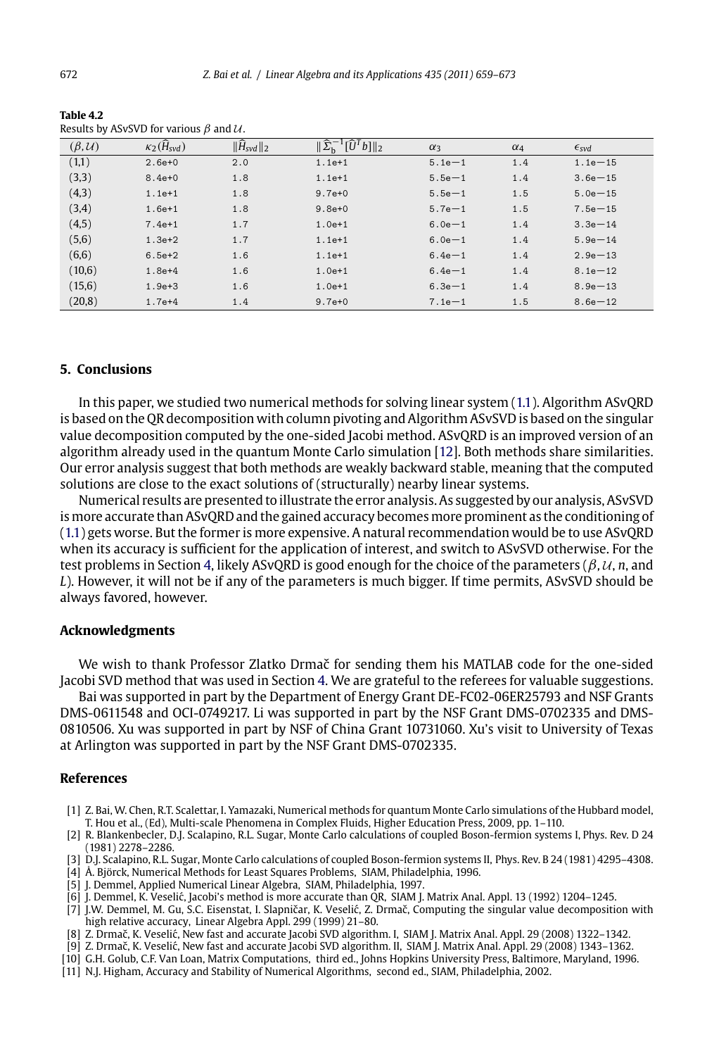**Table 4.2**
Results by ASvSVD for various $\beta$ and $\mathcal{U}$.

| $(\beta, \mathcal{U})$ | $\kappa_2(\widehat{H}_{svd})$ | $\|\widehat{H}_{svd}\|_2$ | $\|\widehat{\Sigma}_b^{-1}[\widehat{U}^T b]\|_2$ | $\alpha_3$ | $\alpha_4$ | $\epsilon_{svd}$ |
|---|---|---|---|---|---|---|
| (1,1) | 2.6e+0 | 2.0 | 1.1e+1 | 5.1e−1 | 1.4 | 1.1e−15 |
| (3,3) | 8.4e+0 | 1.8 | 1.1e+1 | 5.5e−1 | 1.4 | 3.6e−15 |
| (4,3) | 1.1e+1 | 1.8 | 9.7e+0 | 5.5e−1 | 1.5 | 5.0e−15 |
| (3,4) | 1.6e+1 | 1.8 | 9.8e+0 | 5.7e−1 | 1.5 | 7.5e−15 |
| (4,5) | 7.4e+1 | 1.7 | 1.0e+1 | 6.0e−1 | 1.4 | 3.3e−14 |
| (5,6) | 1.3e+2 | 1.7 | 1.1e+1 | 6.0e−1 | 1.4 | 5.9e−14 |
| (6,6) | 6.5e+2 | 1.6 | 1.1e+1 | 6.4e−1 | 1.4 | 2.9e−13 |
| (10,6) | 1.8e+4 | 1.6 | 1.0e+1 | 6.4e−1 | 1.4 | 8.1e−12 |
| (15,6) | 1.9e+3 | 1.6 | 1.0e+1 | 6.3e−1 | 1.4 | 8.9e−13 |
| (20,8) | 1.7e+4 | 1.4 | 9.7e+0 | 7.1e−1 | 1.5 | 8.6e−12 |

## 5. Conclusions

In this paper, we studied two numerical methods for solving linear system (1.1). Algorithm ASvQRD is based on the QR decomposition with column pivoting and Algorithm ASvSVD is based on the singular value decomposition computed by the one-sided Jacobi method. ASvQRD is an improved version of an algorithm already used in the quantum Monte Carlo simulation [12]. Both methods share similarities. Our error analysis suggest that both methods are weakly backward stable, meaning that the computed solutions are close to the exact solutions of (structurally) nearby linear systems.

Numerical results are presented to illustrate the error analysis. As suggested by our analysis, ASvSVD is more accurate than ASvQRD and the gained accuracy becomes more prominent as the conditioning of (1.1) gets worse. But the former is more expensive. A natural recommendation would be to use ASvQRD when its accuracy is sufficient for the application of interest, and switch to ASvSVD otherwise. For the test problems in Section 4, likely ASvQRD is good enough for the choice of the parameters ($\beta, \mathcal{U}, n$, and $L$). However, it will not be if any of the parameters is much bigger. If time permits, ASvSVD should be always favored, however.

## Acknowledgments

We wish to thank Professor Zlatko Drmač for sending them his MATLAB code for the one-sided Jacobi SVD method that was used in Section 4. We are grateful to the referees for valuable suggestions.

Bai was supported in part by the Department of Energy Grant DE-FC02-06ER25793 and NSF Grants DMS-0611548 and OCI-0749217. Li was supported in part by the NSF Grant DMS-0702335 and DMS-0810506. Xu was supported in part by NSF of China Grant 10731060. Xu's visit to University of Texas at Arlington was supported in part by the NSF Grant DMS-0702335.

## References

[1] Z. Bai, W. Chen, R.T. Scalettar, I. Yamazaki, Numerical methods for quantum Monte Carlo simulations of the Hubbard model, T. Hou et al., (Ed), Multi-scale Phenomena in Complex Fluids, Higher Education Press, 2009, pp. 1–110.

[2] R. Blankenbecler, D.J. Scalapino, R.L. Sugar, Monte Carlo calculations of coupled Boson-fermion systems I, Phys. Rev. D 24 (1981) 2278–2286.

[3] D.J. Scalapino, R.L. Sugar, Monte Carlo calculations of coupled Boson-fermion systems II, Phys. Rev. B 24 (1981) 4295–4308.

[4] Å. Björck, Numerical Methods for Least Squares Problems, SIAM, Philadelphia, 1996.

[5] J. Demmel, Applied Numerical Linear Algebra, SIAM, Philadelphia, 1997.

[6] J. Demmel, K. Veselić, Jacobi's method is more accurate than QR, SIAM J. Matrix Anal. Appl. 13 (1992) 1204–1245.

[7] J.W. Demmel, M. Gu, S.C. Eisenstat, I. Slapničar, K. Veselić, Z. Drmač, Computing the singular value decomposition with high relative accuracy, Linear Algebra Appl. 299 (1999) 21–80.

[8] Z. Drmač, K. Veselić, New fast and accurate Jacobi SVD algorithm. I, SIAM J. Matrix Anal. Appl. 29 (2008) 1322–1342.

[9] Z. Drmač, K. Veselić, New fast and accurate Jacobi SVD algorithm. II, SIAM J. Matrix Anal. Appl. 29 (2008) 1343–1362.

[10] G.H. Golub, C.F. Van Loan, Matrix Computations, third ed., Johns Hopkins University Press, Baltimore, Maryland, 1996.

[11] N.J. Higham, Accuracy and Stability of Numerical Algorithms, second ed., SIAM, Philadelphia, 2002.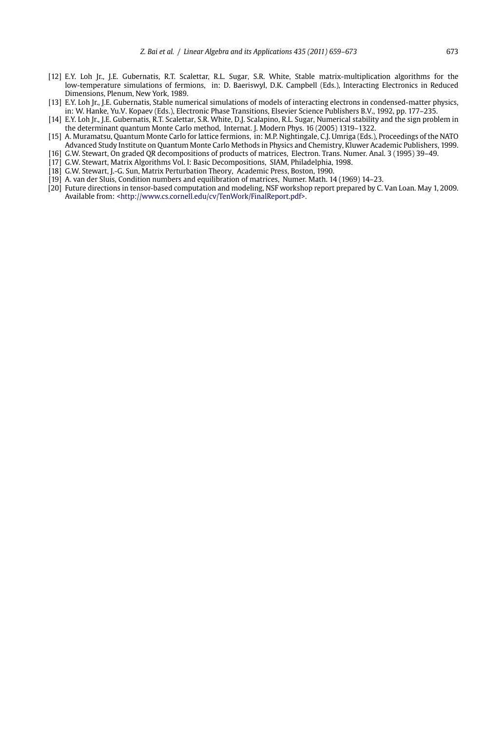[12] E.Y. Loh Jr., J.E. Gubernatis, R.T. Scalettar, R.L. Sugar, S.R. White, Stable matrix-multiplication algorithms for the low-temperature simulations of fermions, in: D. Baeriswyl, D.K. Campbell (Eds.), Interacting Electronics in Reduced Dimensions, Plenum, New York, 1989.

[13] E.Y. Loh Jr., J.E. Gubernatis, Stable numerical simulations of models of interacting electrons in condensed-matter physics, in: W. Hanke, Yu.V. Kopaev (Eds.), Electronic Phase Transitions, Elsevier Science Publishers B.V., 1992, pp. 177–235.

[14] E.Y. Loh Jr., J.E. Gubernatis, R.T. Scalettar, S.R. White, D.J. Scalapino, R.L. Sugar, Numerical stability and the sign problem in the determinant quantum Monte Carlo method, Internat. J. Modern Phys. 16 (2005) 1319–1322.

[15] A. Muramatsu, Quantum Monte Carlo for lattice fermions, in: M.P. Nightingale, C.J. Umriga (Eds.), Proceedings of the NATO Advanced Study Institute on Quantum Monte Carlo Methods in Physics and Chemistry, Kluwer Academic Publishers, 1999.

[16] G.W. Stewart, On graded QR decompositions of products of matrices, Electron. Trans. Numer. Anal. 3 (1995) 39–49.

[17] G.W. Stewart, Matrix Algorithms Vol. I: Basic Decompositions, SIAM, Philadelphia, 1998.

[18] G.W. Stewart, J.-G. Sun, Matrix Perturbation Theory, Academic Press, Boston, 1990.

[19] A. van der Sluis, Condition numbers and equilibration of matrices, Numer. Math. 14 (1969) 14–23.

[20] Future directions in tensor-based computation and modeling, NSF workshop report prepared by C. Van Loan. May 1, 2009. Available from: <http://www.cs.cornell.edu/cv/TenWork/FinalReport.pdf>.